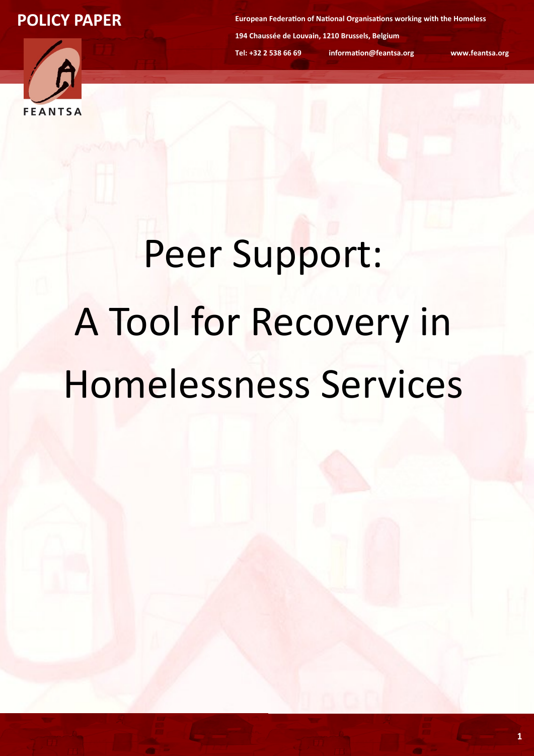**POLICY PAPER**

European Federation of National Organisations working with the Homeless

194 Chaussée de Louvain, 1210 Brussels, Belgium

Tel: +32 2 538 66 69 information@feantsa.org www.feantsa.org

FEANTSA

# Peer Support: A Tool for Recovery in Homelessness Services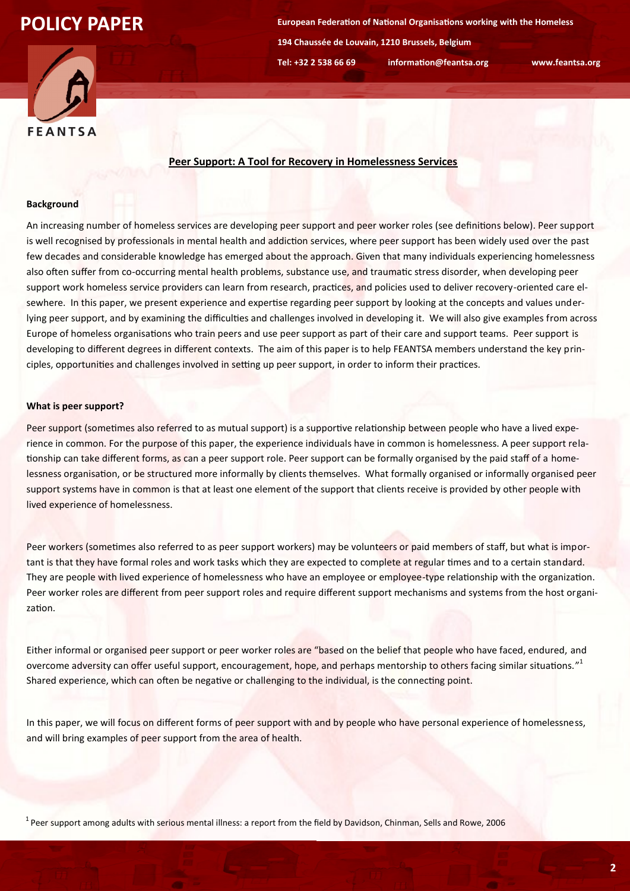**Peer Support: A Tool for Recovery in Homelessness Services**

**Background**

An increasing number of homeless services are developing peer support and peer worker roles (see definitions below). Peer support is well recognised by professionals in mental health and addiction services, where peer support has been widely used over the past few decades and considerable knowledge has emerged about the approach. Given that many individuals experiencing homelessness also often suffer from co-occurring mental health problems, substance use, and traumatic stress disorder, when developing peer support work homeless service providers can learn from research, practices, and policies used to deliver recovery-oriented care elsewhere. In this paper, we present experience and expertise regarding peer support by looking at the concepts and values underlying peer support, and by examining the difficulties and challenges involved in developing it. We will also give examples from across Europe of homeless organisations who train peers and use peer support as part of their care and support teams. Peer support is developing to different degrees in different contexts. The aim of this paper is to help FEANTSA members understand the key principles, opportunities and challenges involved in setting up peer support, in order to inform their practices.

**What is peer support?**

Peer support (sometimes also referred to as mutual support) is a supportive relationship between people who have a lived experience in common. For the purpose of this paper, the experience individuals have in common is homelessness. A peer support relationship can take different forms, as can a peer support role. Peer support can be formally organised by the paid staff of a homelessness organisation, or be structured more informally by clients themselves. What formally organised or informally organised peer support systems have in common is that at least one element of the support that clients receive is provided by other people with lived experience of homelessness.

Peer workers (sometimes also referred to as peer support workers) may be volunteers or paid members of staff, but what is important is that they have formal roles and work tasks which they are expected to complete at regular times and to a certain standard. They are people with lived experience of homelessness who have an employee or employee-type relationship with the organization. Peer worker roles are different from peer support roles and require different support mechanisms and systems from the host organization.

Either informal or organised peer support or peer worker roles are "based on the belief that people who have faced, endured, and overcome adversity can offer useful support, encouragement, hope, and perhaps mentorship to others facing similar situations."[1] Shared experience, which can often be negative or challenging to the individual, is the connecting point.

In this paper, we will focus on different forms of peer support with and by people who have personal experience of homelessness, and will bring examples of peer support from the area of health.

[1] Peer support among adults with serious mental illness: a report from the field by Davidson, Chinman, Sells and Rowe, 2006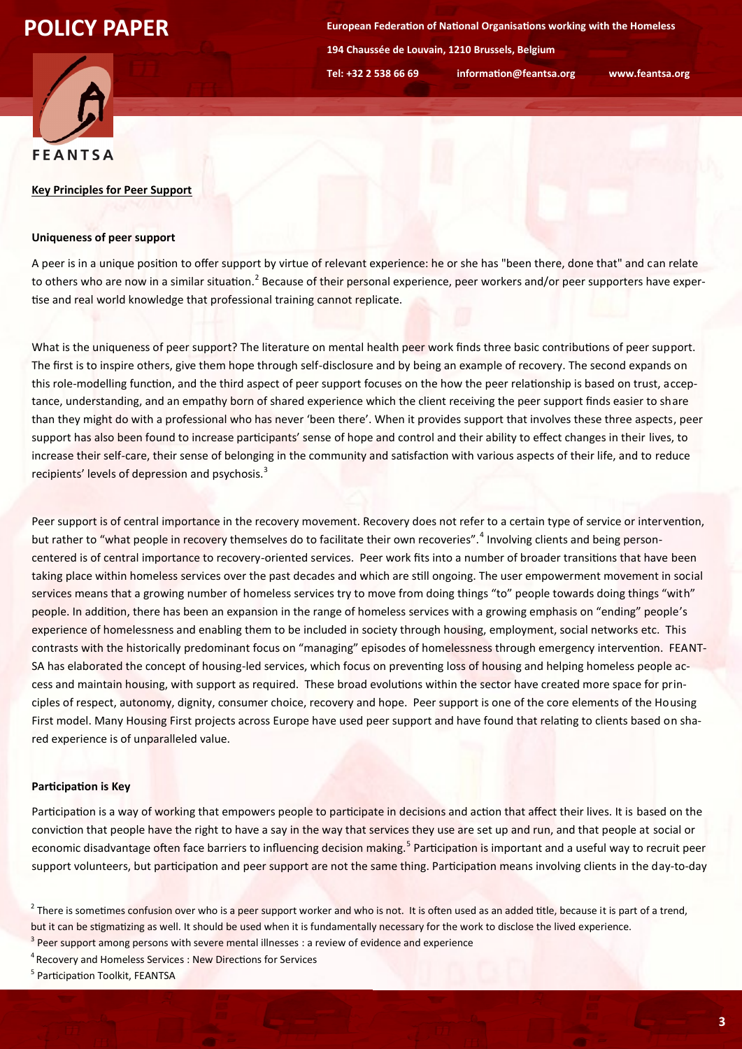**Key Principles for Peer Support**

**Uniqueness of peer support**

A peer is in a unique position to offer support by virtue of relevant experience: he or she has "been there, done that" and can relate to others who are now in a similar situation.[2] Because of their personal experience, peer workers and/or peer supporters have expertise and real world knowledge that professional training cannot replicate.

What is the uniqueness of peer support? The literature on mental health peer work finds three basic contributions of peer support. The first is to inspire others, give them hope through self-disclosure and by being an example of recovery. The second expands on this role-modelling function, and the third aspect of peer support focuses on the how the peer relationship is based on trust, acceptance, understanding, and an empathy born of shared experience which the client receiving the peer support finds easier to share than they might do with a professional who has never 'been there'. When it provides support that involves these three aspects, peer support has also been found to increase participants' sense of hope and control and their ability to effect changes in their lives, to increase their self-care, their sense of belonging in the community and satisfaction with various aspects of their life, and to reduce recipients' levels of depression and psychosis.[3]

Peer support is of central importance in the recovery movement. Recovery does not refer to a certain type of service or intervention, but rather to "what people in recovery themselves do to facilitate their own recoveries".[4] Involving clients and being person-centered is of central importance to recovery-oriented services. Peer work fits into a number of broader transitions that have been taking place within homeless services over the past decades and which are still ongoing. The user empowerment movement in social services means that a growing number of homeless services try to move from doing things "to" people towards doing things "with" people. In addition, there has been an expansion in the range of homeless services with a growing emphasis on "ending" people's experience of homelessness and enabling them to be included in society through housing, employment, social networks etc. This contrasts with the historically predominant focus on "managing" episodes of homelessness through emergency intervention. FEANTSA has elaborated the concept of housing-led services, which focus on preventing loss of housing and helping homeless people access and maintain housing, with support as required. These broad evolutions within the sector have created more space for principles of respect, autonomy, dignity, consumer choice, recovery and hope. Peer support is one of the core elements of the Housing First model. Many Housing First projects across Europe have used peer support and have found that relating to clients based on shared experience is of unparalleled value.

**Participation is Key**

Participation is a way of working that empowers people to participate in decisions and action that affect their lives. It is based on the conviction that people have the right to have a say in the way that services they use are set up and run, and that people at social or economic disadvantage often face barriers to influencing decision making.[5] Participation is important and a useful way to recruit peer support volunteers, but participation and peer support are not the same thing. Participation means involving clients in the day-to-day

[2] There is sometimes confusion over who is a peer support worker and who is not. It is often used as an added title, because it is part of a trend, but it can be stigmatizing as well. It should be used when it is fundamentally necessary for the work to disclose the lived experience.

[3] Peer support among persons with severe mental illnesses : a review of evidence and experience

[4] Recovery and Homeless Services : New Directions for Services

[5] Participation Toolkit, FEANTSA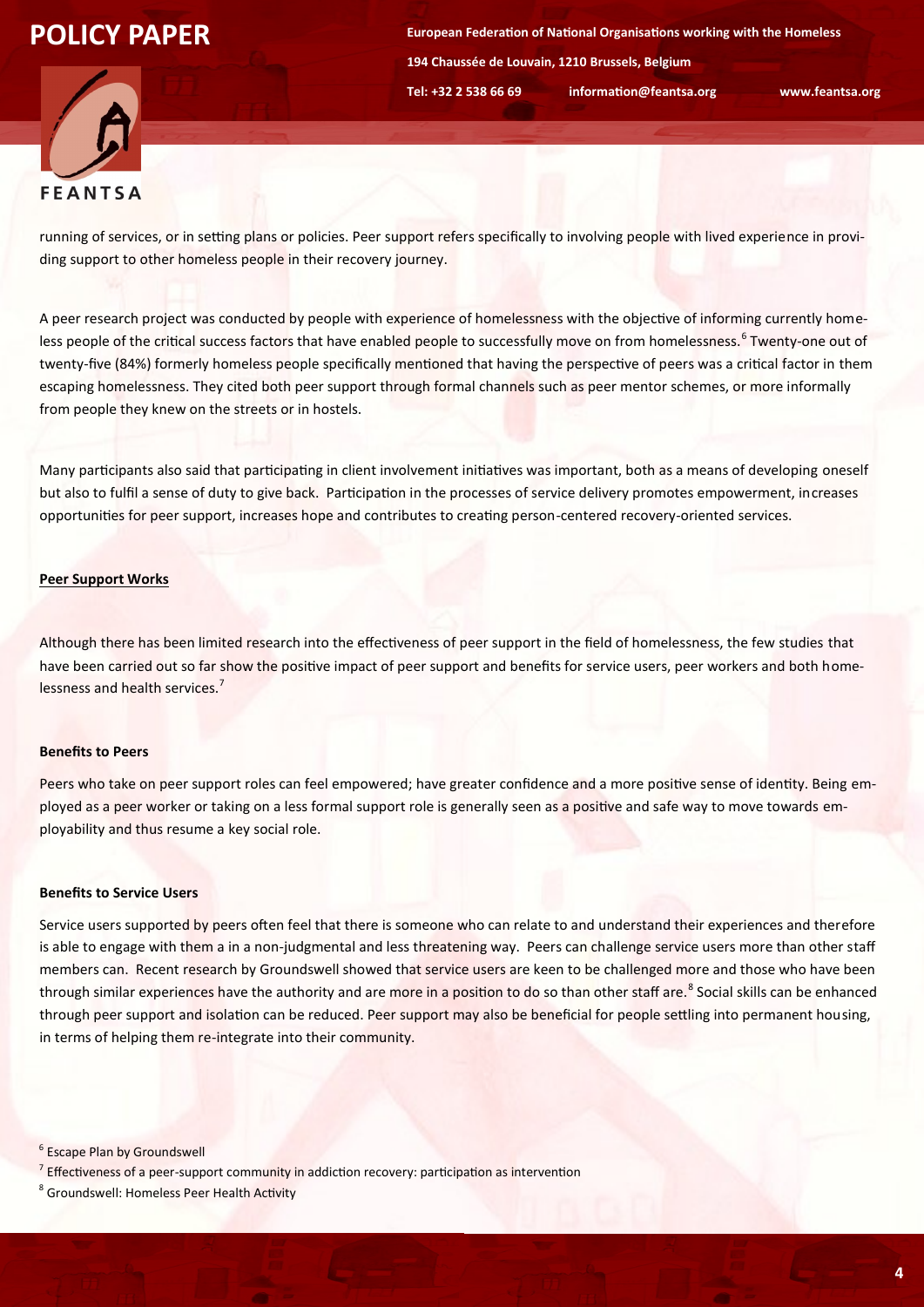running of services, or in setting plans or policies. Peer support refers specifically to involving people with lived experience in providing support to other homeless people in their recovery journey.

A peer research project was conducted by people with experience of homelessness with the objective of informing currently homeless people of the critical success factors that have enabled people to successfully move on from homelessness.[6] Twenty-one out of twenty-five (84%) formerly homeless people specifically mentioned that having the perspective of peers was a critical factor in them escaping homelessness. They cited both peer support through formal channels such as peer mentor schemes, or more informally from people they knew on the streets or in hostels.

Many participants also said that participating in client involvement initiatives was important, both as a means of developing oneself but also to fulfil a sense of duty to give back. Participation in the processes of service delivery promotes empowerment, increases opportunities for peer support, increases hope and contributes to creating person-centered recovery-oriented services.

## Peer Support Works

Although there has been limited research into the effectiveness of peer support in the field of homelessness, the few studies that have been carried out so far show the positive impact of peer support and benefits for service users, peer workers and both homelessness and health services.[7]

### Benefits to Peers

Peers who take on peer support roles can feel empowered; have greater confidence and a more positive sense of identity. Being employed as a peer worker or taking on a less formal support role is generally seen as a positive and safe way to move towards employability and thus resume a key social role.

### Benefits to Service Users

Service users supported by peers often feel that there is someone who can relate to and understand their experiences and therefore is able to engage with them a in a non-judgmental and less threatening way. Peers can challenge service users more than other staff members can. Recent research by Groundswell showed that service users are keen to be challenged more and those who have been through similar experiences have the authority and are more in a position to do so than other staff are.[8] Social skills can be enhanced through peer support and isolation can be reduced. Peer support may also be beneficial for people settling into permanent housing, in terms of helping them re-integrate into their community.

[6] Escape Plan by Groundswell

[7] Effectiveness of a peer-support community in addiction recovery: participation as intervention

[8] Groundswell: Homeless Peer Health Activity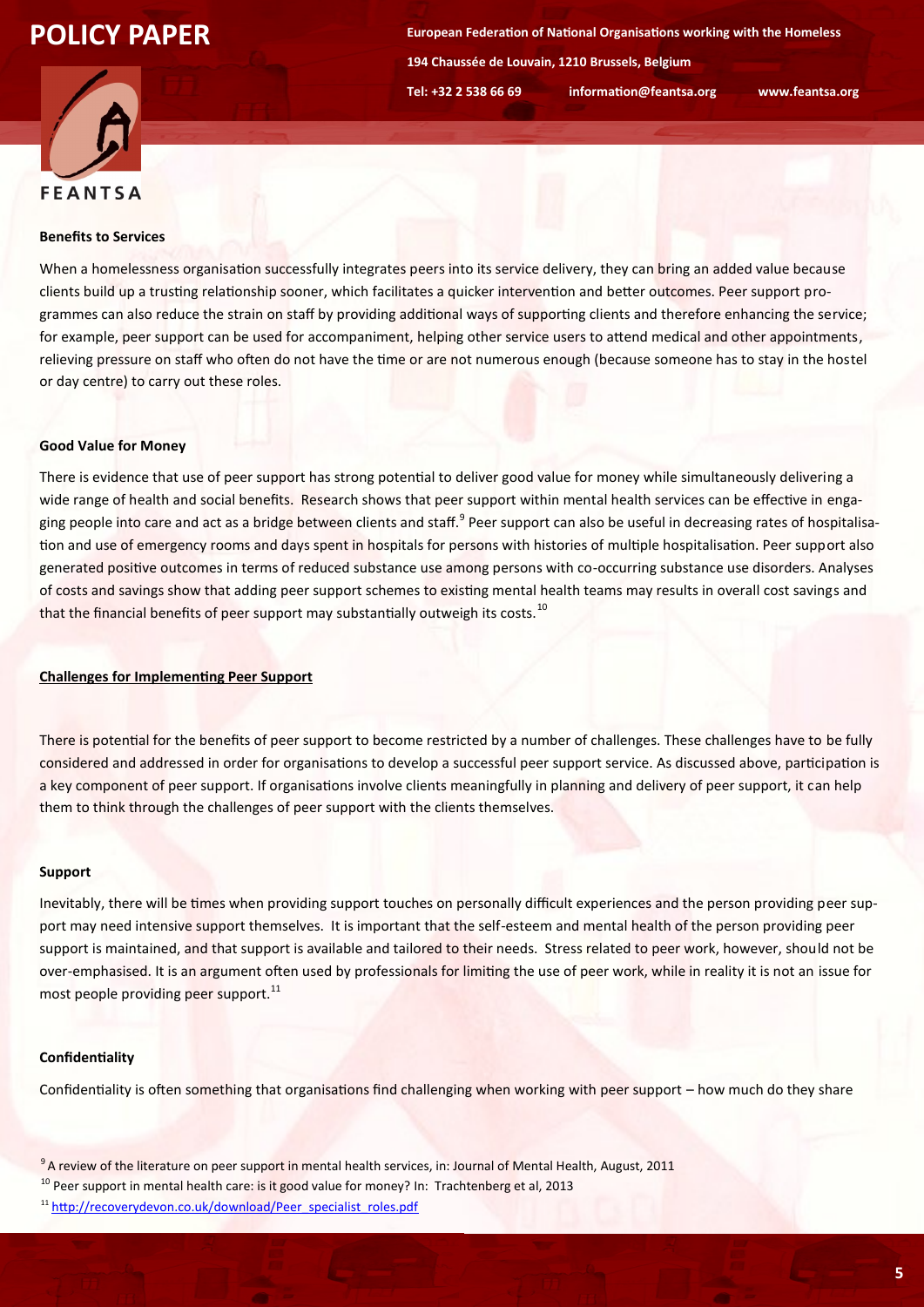### Benefits to Services

When a homelessness organisation successfully integrates peers into its service delivery, they can bring an added value because clients build up a trusting relationship sooner, which facilitates a quicker intervention and better outcomes. Peer support programmes can also reduce the strain on staff by providing additional ways of supporting clients and therefore enhancing the service; for example, peer support can be used for accompaniment, helping other service users to attend medical and other appointments, relieving pressure on staff who often do not have the time or are not numerous enough (because someone has to stay in the hostel or day centre) to carry out these roles.

### Good Value for Money

There is evidence that use of peer support has strong potential to deliver good value for money while simultaneously delivering a wide range of health and social benefits. Research shows that peer support within mental health services can be effective in engaging people into care and act as a bridge between clients and staff.[9] Peer support can also be useful in decreasing rates of hospitalisation and use of emergency rooms and days spent in hospitals for persons with histories of multiple hospitalisation. Peer support also generated positive outcomes in terms of reduced substance use among persons with co-occurring substance use disorders. Analyses of costs and savings show that adding peer support schemes to existing mental health teams may results in overall cost savings and that the financial benefits of peer support may substantially outweigh its costs.[10]

## Challenges for Implementing Peer Support

There is potential for the benefits of peer support to become restricted by a number of challenges. These challenges have to be fully considered and addressed in order for organisations to develop a successful peer support service. As discussed above, participation is a key component of peer support. If organisations involve clients meaningfully in planning and delivery of peer support, it can help them to think through the challenges of peer support with the clients themselves.

### Support

Inevitably, there will be times when providing support touches on personally difficult experiences and the person providing peer support may need intensive support themselves. It is important that the self-esteem and mental health of the person providing peer support is maintained, and that support is available and tailored to their needs. Stress related to peer work, however, should not be over-emphasised. It is an argument often used by professionals for limiting the use of peer work, while in reality it is not an issue for most people providing peer support.[11]

### Confidentiality

Confidentiality is often something that organisations find challenging when working with peer support – how much do they share

[9] A review of the literature on peer support in mental health services, in: Journal of Mental Health, August, 2011

[10] Peer support in mental health care: is it good value for money? In: Trachtenberg et al, 2013

[11] [http://recoverydevon.co.uk/download/Peer_specialist_roles.pdf](http://recoverydevon.co.uk/download/Peer_specialist_roles.pdf)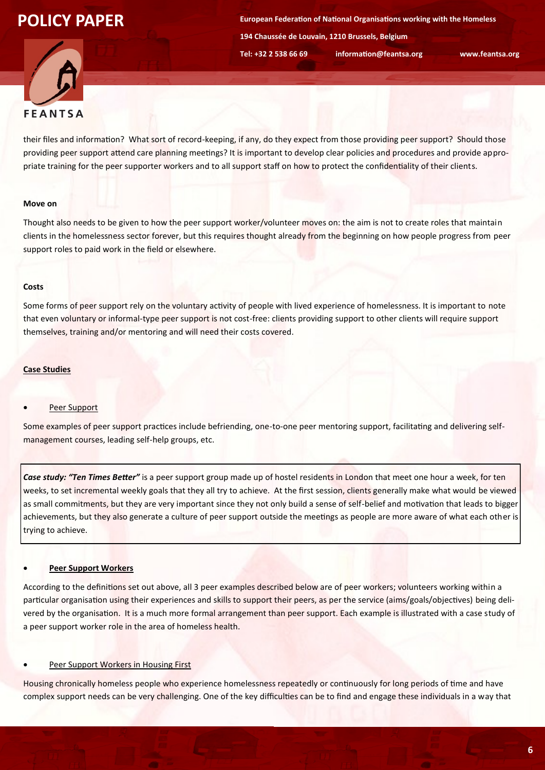their files and information? What sort of record-keeping, if any, do they expect from those providing peer support? Should those providing peer support attend care planning meetings? It is important to develop clear policies and procedures and provide appropriate training for the peer supporter workers and to all support staff on how to protect the confidentiality of their clients.

**Move on**

Thought also needs to be given to how the peer support worker/volunteer moves on: the aim is not to create roles that maintain clients in the homelessness sector forever, but this requires thought already from the beginning on how people progress from peer support roles to paid work in the field or elsewhere.

**Costs**

Some forms of peer support rely on the voluntary activity of people with lived experience of homelessness. It is important to note that even voluntary or informal-type peer support is not cost-free: clients providing support to other clients will require support themselves, training and/or mentoring and will need their costs covered.

**Case Studies**

- Peer Support

Some examples of peer support practices include befriending, one-to-one peer mentoring support, facilitating and delivering self-management courses, leading self-help groups, etc.

***Case study: "Ten Times Better"*** is a peer support group made up of hostel residents in London that meet one hour a week, for ten weeks, to set incremental weekly goals that they all try to achieve. At the first session, clients generally make what would be viewed as small commitments, but they are very important since they not only build a sense of self-belief and motivation that leads to bigger achievements, but they also generate a culture of peer support outside the meetings as people are more aware of what each other is trying to achieve.

- **Peer Support Workers**

According to the definitions set out above, all 3 peer examples described below are of peer workers; volunteers working within a particular organisation using their experiences and skills to support their peers, as per the service (aims/goals/objectives) being delivered by the organisation. It is a much more formal arrangement than peer support. Each example is illustrated with a case study of a peer support worker role in the area of homeless health.

- Peer Support Workers in Housing First

Housing chronically homeless people who experience homelessness repeatedly or continuously for long periods of time and have complex support needs can be very challenging. One of the key difficulties can be to find and engage these individuals in a way that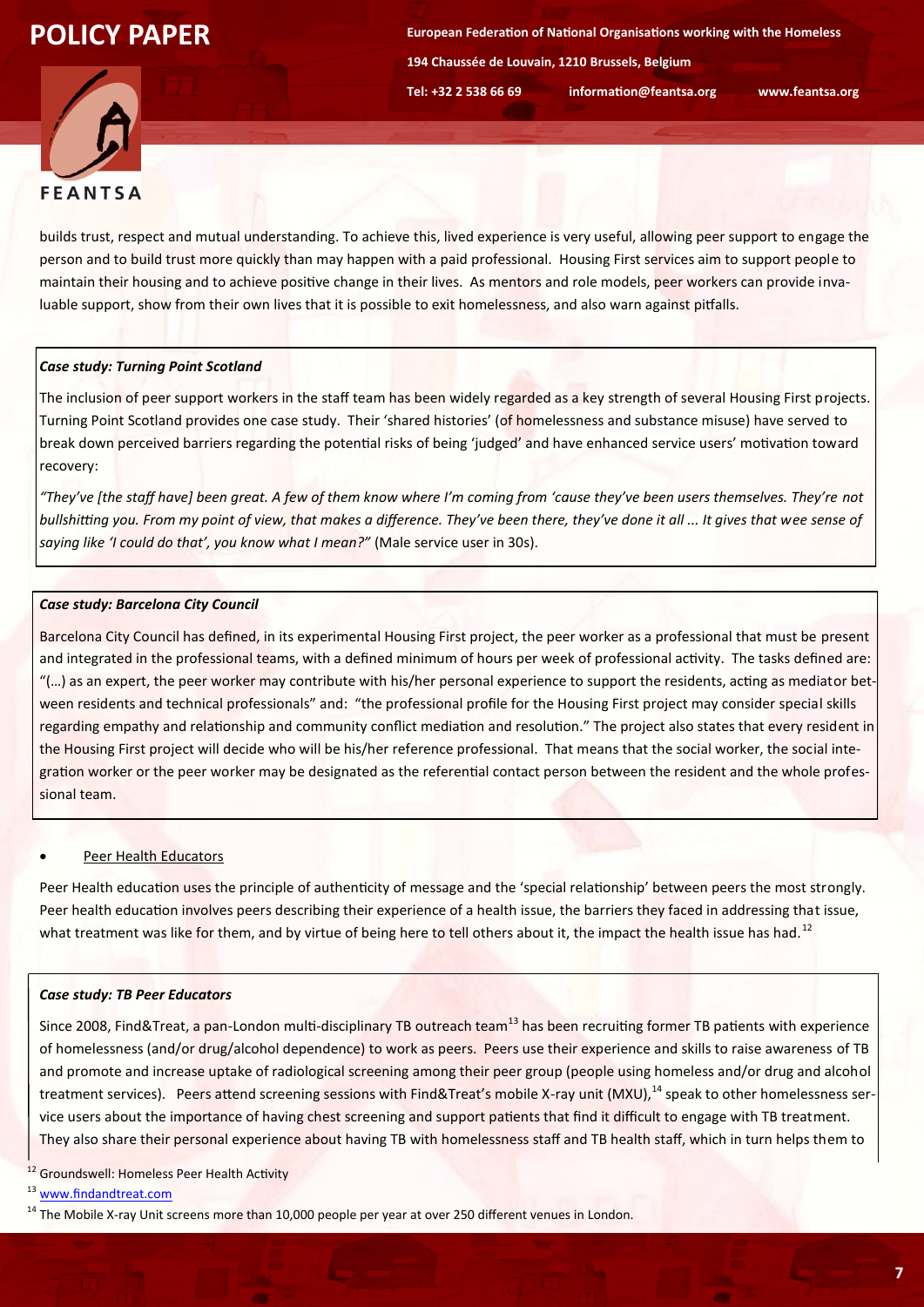builds trust, respect and mutual understanding. To achieve this, lived experience is very useful, allowing peer support to engage the person and to build trust more quickly than may happen with a paid professional. Housing First services aim to support people to maintain their housing and to achieve positive change in their lives. As mentors and role models, peer workers can provide invaluable support, show from their own lives that it is possible to exit homelessness, and also warn against pitfalls.

***Case study: Turning Point Scotland***

The inclusion of peer support workers in the staff team has been widely regarded as a key strength of several Housing First projects. Turning Point Scotland provides one case study. Their 'shared histories' (of homelessness and substance misuse) have served to break down perceived barriers regarding the potential risks of being 'judged' and have enhanced service users' motivation toward recovery:

*"They've [the staff have] been great. A few of them know where I'm coming from 'cause they've been users themselves. They're not bullshitting you. From my point of view, that makes a difference. They've been there, they've done it all ... It gives that wee sense of saying like 'I could do that', you know what I mean?"* (Male service user in 30s).

***Case study: Barcelona City Council***

Barcelona City Council has defined, in its experimental Housing First project, the peer worker as a professional that must be present and integrated in the professional teams, with a defined minimum of hours per week of professional activity. The tasks defined are: "(…) as an expert, the peer worker may contribute with his/her personal experience to support the residents, acting as mediator between residents and technical professionals" and: "the professional profile for the Housing First project may consider special skills regarding empathy and relationship and community conflict mediation and resolution." The project also states that every resident in the Housing First project will decide who will be his/her reference professional. That means that the social worker, the social integration worker or the peer worker may be designated as the referential contact person between the resident and the whole professional team.

- Peer Health Educators

Peer Health education uses the principle of authenticity of message and the 'special relationship' between peers the most strongly. Peer health education involves peers describing their experience of a health issue, the barriers they faced in addressing that issue, what treatment was like for them, and by virtue of being here to tell others about it, the impact the health issue has had.[12]

***Case study: TB Peer Educators***

Since 2008, Find&Treat, a pan-London multi-disciplinary TB outreach team[13] has been recruiting former TB patients with experience of homelessness (and/or drug/alcohol dependence) to work as peers. Peers use their experience and skills to raise awareness of TB and promote and increase uptake of radiological screening among their peer group (people using homeless and/or drug and alcohol treatment services). Peers attend screening sessions with Find&Treat's mobile X-ray unit (MXU),[14] speak to other homelessness service users about the importance of having chest screening and support patients that find it difficult to engage with TB treatment. They also share their personal experience about having TB with homelessness staff and TB health staff, which in turn helps them to

[12] Groundswell: Homeless Peer Health Activity

[13] www.findandtreat.com

[14] The Mobile X-ray Unit screens more than 10,000 people per year at over 250 different venues in London.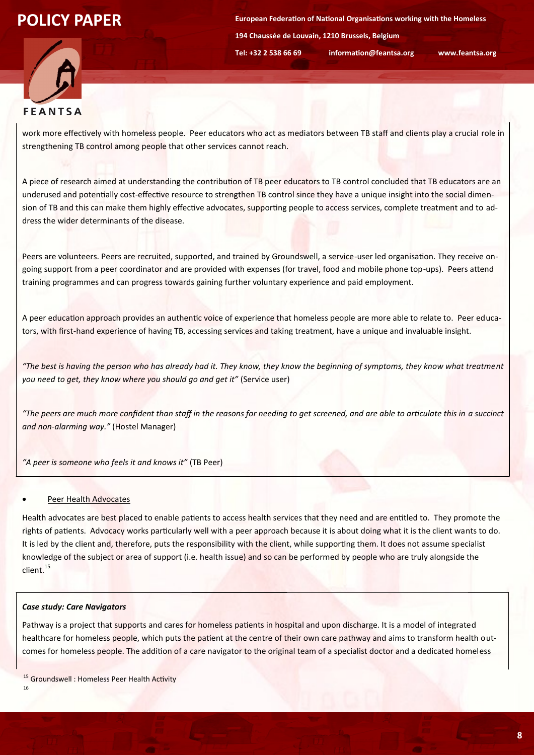work more effectively with homeless people. Peer educators who act as mediators between TB staff and clients play a crucial role in strengthening TB control among people that other services cannot reach.

A piece of research aimed at understanding the contribution of TB peer educators to TB control concluded that TB educators are an underused and potentially cost-effective resource to strengthen TB control since they have a unique insight into the social dimension of TB and this can make them highly effective advocates, supporting people to access services, complete treatment and to address the wider determinants of the disease.

Peers are volunteers. Peers are recruited, supported, and trained by Groundswell, a service-user led organisation. They receive ongoing support from a peer coordinator and are provided with expenses (for travel, food and mobile phone top-ups). Peers attend training programmes and can progress towards gaining further voluntary experience and paid employment.

A peer education approach provides an authentic voice of experience that homeless people are more able to relate to. Peer educators, with first-hand experience of having TB, accessing services and taking treatment, have a unique and invaluable insight.

*"The best is having the person who has already had it. They know, they know the beginning of symptoms, they know what treatment you need to get, they know where you should go and get it"* (Service user)

*"The peers are much more confident than staff in the reasons for needing to get screened, and are able to articulate this in a succinct and non-alarming way."* (Hostel Manager)

*"A peer is someone who feels it and knows it"* (TB Peer)

- Peer Health Advocates

Health advocates are best placed to enable patients to access health services that they need and are entitled to. They promote the rights of patients. Advocacy works particularly well with a peer approach because it is about doing what it is the client wants to do. It is led by the client and, therefore, puts the responsibility with the client, while supporting them. It does not assume specialist knowledge of the subject or area of support (i.e. health issue) and so can be performed by people who are truly alongside the client.[15]

***Case study: Care Navigators***

Pathway is a project that supports and cares for homeless patients in hospital and upon discharge. It is a model of integrated healthcare for homeless people, which puts the patient at the centre of their own care pathway and aims to transform health outcomes for homeless people. The addition of a care navigator to the original team of a specialist doctor and a dedicated homeless

[15] Groundswell : Homeless Peer Health Activity

[16]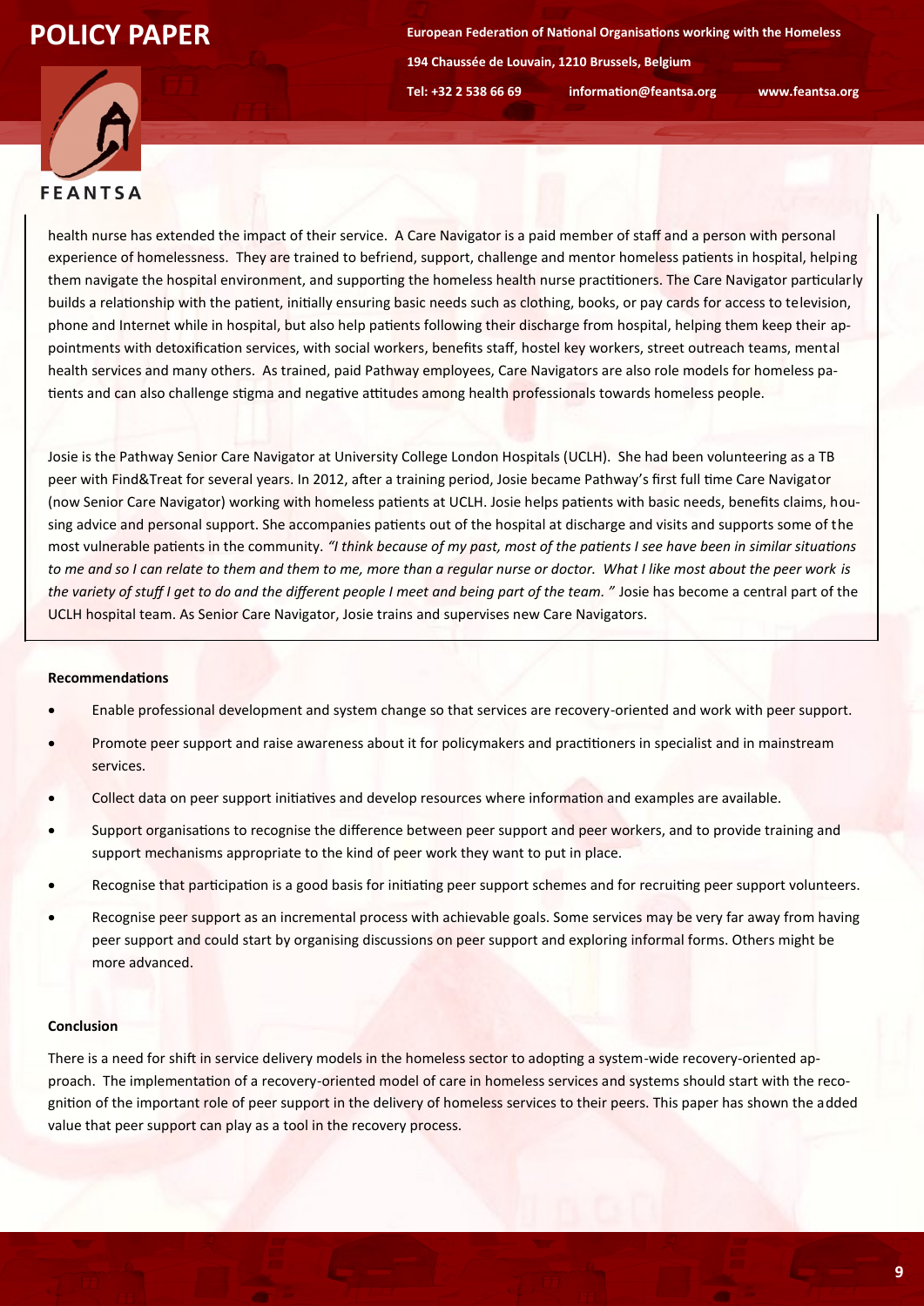health nurse has extended the impact of their service. A Care Navigator is a paid member of staff and a person with personal experience of homelessness. They are trained to befriend, support, challenge and mentor homeless patients in hospital, helping them navigate the hospital environment, and supporting the homeless health nurse practitioners. The Care Navigator particularly builds a relationship with the patient, initially ensuring basic needs such as clothing, books, or pay cards for access to television, phone and Internet while in hospital, but also help patients following their discharge from hospital, helping them keep their appointments with detoxification services, with social workers, benefits staff, hostel key workers, street outreach teams, mental health services and many others. As trained, paid Pathway employees, Care Navigators are also role models for homeless patients and can also challenge stigma and negative attitudes among health professionals towards homeless people.

Josie is the Pathway Senior Care Navigator at University College London Hospitals (UCLH). She had been volunteering as a TB peer with Find&Treat for several years. In 2012, after a training period, Josie became Pathway's first full time Care Navigator (now Senior Care Navigator) working with homeless patients at UCLH. Josie helps patients with basic needs, benefits claims, housing advice and personal support. She accompanies patients out of the hospital at discharge and visits and supports some of the most vulnerable patients in the community. *"I think because of my past, most of the patients I see have been in similar situations to me and so I can relate to them and them to me, more than a regular nurse or doctor. What I like most about the peer work is the variety of stuff I get to do and the different people I meet and being part of the team."* Josie has become a central part of the UCLH hospital team. As Senior Care Navigator, Josie trains and supervises new Care Navigators.

**Recommendations**

- Enable professional development and system change so that services are recovery-oriented and work with peer support.
- Promote peer support and raise awareness about it for policymakers and practitioners in specialist and in mainstream services.
- Collect data on peer support initiatives and develop resources where information and examples are available.
- Support organisations to recognise the difference between peer support and peer workers, and to provide training and support mechanisms appropriate to the kind of peer work they want to put in place.
- Recognise that participation is a good basis for initiating peer support schemes and for recruiting peer support volunteers.
- Recognise peer support as an incremental process with achievable goals. Some services may be very far away from having peer support and could start by organising discussions on peer support and exploring informal forms. Others might be more advanced.

**Conclusion**

There is a need for shift in service delivery models in the homeless sector to adopting a system-wide recovery-oriented approach. The implementation of a recovery-oriented model of care in homeless services and systems should start with the recognition of the important role of peer support in the delivery of homeless services to their peers. This paper has shown the added value that peer support can play as a tool in the recovery process.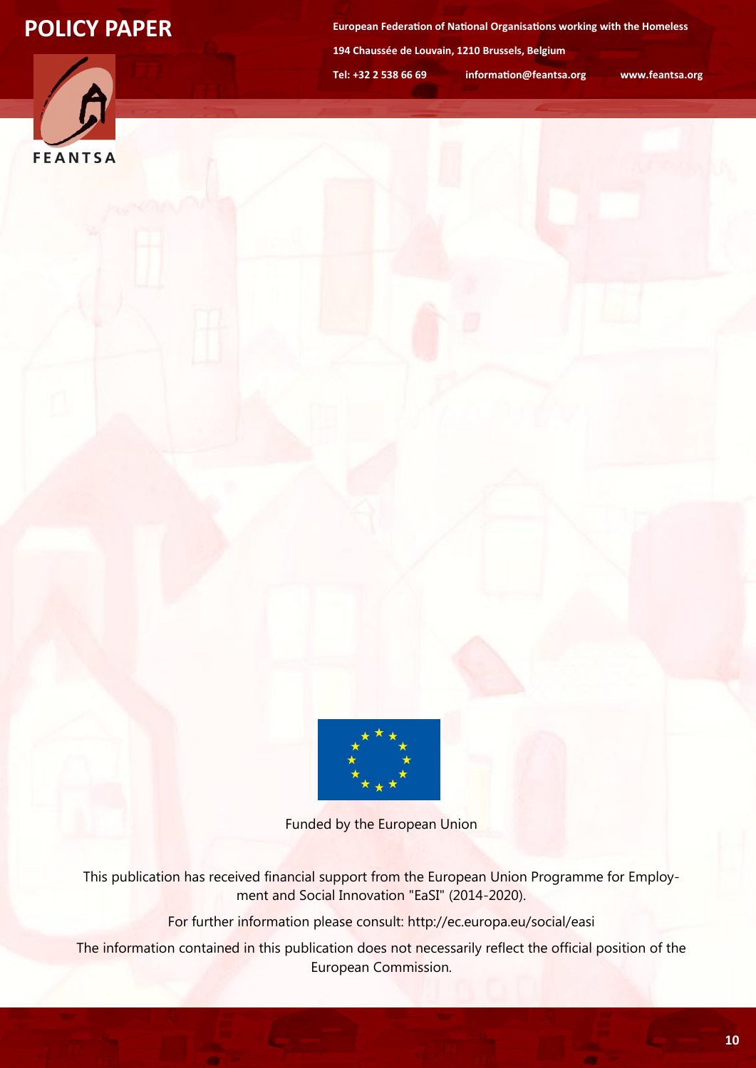# POLICY PAPER

European Federation of National Organisations working with the Homeless

194 Chaussée de Louvain, 1210 Brussels, Belgium

Tel: +32 2 538 66 69 information@feantsa.org www.feantsa.org

FEANTSA

Funded by the European Union

This publication has received financial support from the European Union Programme for Employment and Social Innovation "EaSI" (2014-2020).

For further information please consult: http://ec.europa.eu/social/easi

The information contained in this publication does not necessarily reflect the official position of the European Commission.